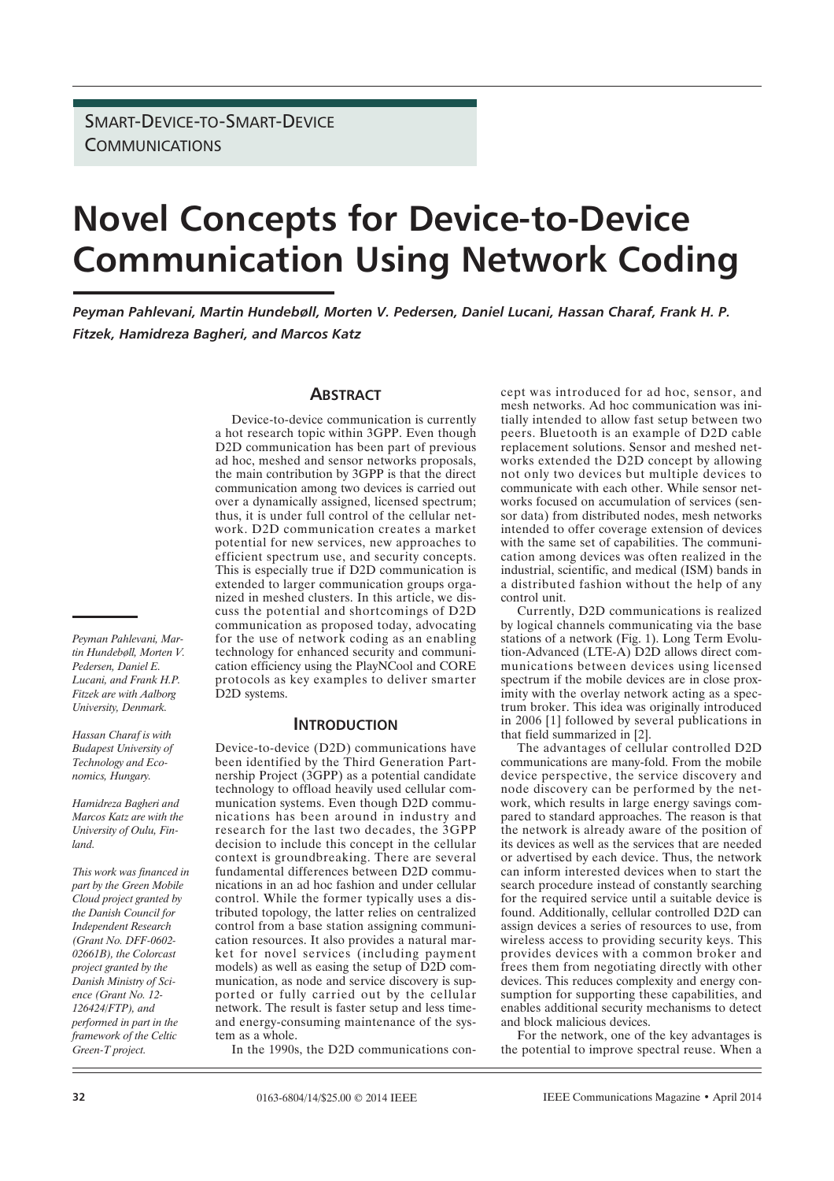SMART-DEVICE-TO-SMART-DEVICE COMMUNICATIONS

# Novel Concepts for Device-to-Device Communication Using Network Coding

*Peyman Pahlevani, Martin Hundebøll, Morten V. Pedersen, Daniel Lucani, Hassan Charaf, Frank H. P. Fitzek, Hamidreza Bagheri, and Marcos Katz*

*Peyman Pahlevani, Martin Hundebøll, Morten V. Pedersen, Daniel E. Lucani, and Frank H.P. Fitzek are with Aalborg University, Denmark.*

*Hassan Charaf is with Budapest University of Technology and Economics, Hungary.*

*Hamidreza Bagheri and Marcos Katz are with the University of Oulu, Finland.*

*This work was financed in part by the Green Mobile Cloud project granted by the Danish Council for Independent Research (Grant No. DFF-0602-02661B), the Colorcast project granted by the Danish Ministry of Science (Grant No. 12-126424/FTP), and performed in part in the framework of the Celtic Green-T project.*

## ABSTRACT

Device-to-device communication is currently a hot research topic within 3GPP. Even though D2D communication has been part of previous ad hoc, meshed and sensor networks proposals, the main contribution by 3GPP is that the direct communication among two devices is carried out over a dynamically assigned, licensed spectrum; thus, it is under full control of the cellular network. D2D communication creates a market potential for new services, new approaches to efficient spectrum use, and security concepts. This is especially true if D2D communication is extended to larger communication groups organized in meshed clusters. In this article, we discuss the potential and shortcomings of D2D communication as proposed today, advocating for the use of network coding as an enabling technology for enhanced security and communication efficiency using the PlayNCool and CORE protocols as key examples to deliver smarter D2D systems.

## INTRODUCTION

Device-to-device (D2D) communications have been identified by the Third Generation Partnership Project (3GPP) as a potential candidate technology to offload heavily used cellular communication systems. Even though D2D communications has been around in industry and research for the last two decades, the 3GPP decision to include this concept in the cellular context is groundbreaking. There are several fundamental differences between D2D communications in an ad hoc fashion and under cellular control. While the former typically uses a distributed topology, the latter relies on centralized control from a base station assigning communication resources. It also provides a natural market for novel services (including payment models) as well as easing the setup of D2D communication, as node and service discovery is supported or fully carried out by the cellular network. The result is faster setup and less time- and energy-consuming maintenance of the system as a whole.

In the 1990s, the D2D communications concept was introduced for ad hoc, sensor, and mesh networks. Ad hoc communication was initially intended to allow fast setup between two peers. Bluetooth is an example of D2D cable replacement solutions. Sensor and meshed networks extended the D2D concept by allowing not only two devices but multiple devices to communicate with each other. While sensor networks focused on accumulation of services (sensor data) from distributed nodes, mesh networks intended to offer coverage extension of devices with the same set of capabilities. The communication among devices was often realized in the industrial, scientific, and medical (ISM) bands in a distributed fashion without the help of any control unit.

Currently, D2D communications is realized by logical channels communicating via the base stations of a network (Fig. 1). Long Term Evolution-Advanced (LTE-A) D2D allows direct communications between devices using licensed spectrum if the mobile devices are in close proximity with the overlay network acting as a spectrum broker. This idea was originally introduced in 2006 [1] followed by several publications in that field summarized in [2].

The advantages of cellular controlled D2D communications are many-fold. From the mobile device perspective, the service discovery and node discovery can be performed by the network, which results in large energy savings compared to standard approaches. The reason is that the network is already aware of the position of its devices as well as the services that are needed or advertised by each device. Thus, the network can inform interested devices when to start the search procedure instead of constantly searching for the required service until a suitable device is found. Additionally, cellular controlled D2D can assign devices a series of resources to use, from wireless access to providing security keys. This provides devices with a common broker and frees them from negotiating directly with other devices. This reduces complexity and energy consumption for supporting these capabilities, and enables additional security mechanisms to detect and block malicious devices.

For the network, one of the key advantages is the potential to improve spectral reuse. When a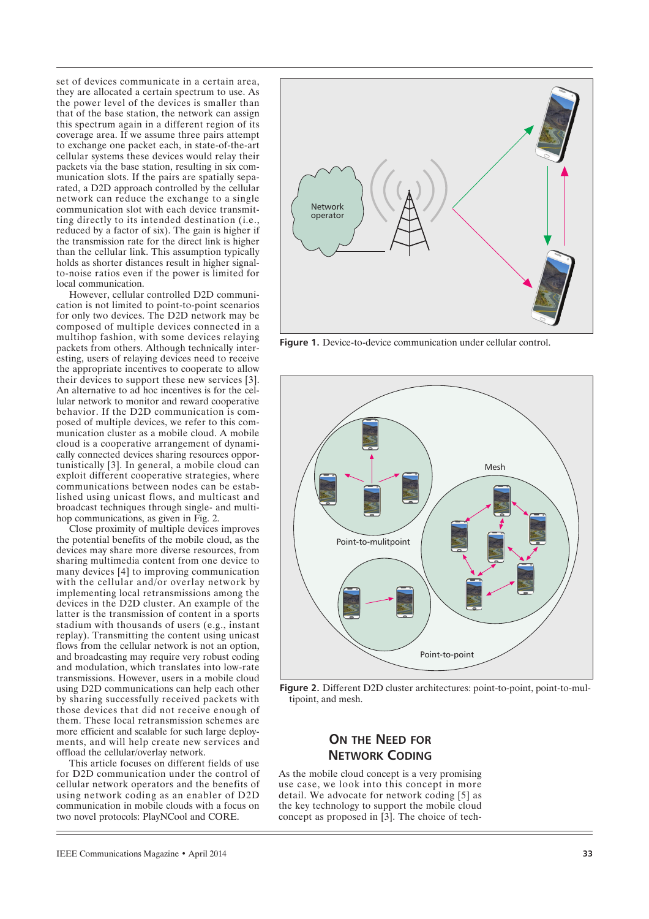set of devices communicate in a certain area, they are allocated a certain spectrum to use. As the power level of the devices is smaller than that of the base station, the network can assign this spectrum again in a different region of its coverage area. If we assume three pairs attempt to exchange one packet each, in state-of-the-art cellular systems these devices would relay their packets via the base station, resulting in six communication slots. If the pairs are spatially separated, a D2D approach controlled by the cellular network can reduce the exchange to a single communication slot with each device transmitting directly to its intended destination (i.e., reduced by a factor of six). The gain is higher if the transmission rate for the direct link is higher than the cellular link. This assumption typically holds as shorter distances result in higher signal-to-noise ratios even if the power is limited for local communication.

However, cellular controlled D2D communication is not limited to point-to-point scenarios for only two devices. The D2D network may be composed of multiple devices connected in a multihop fashion, with some devices relaying packets from others. Although technically interesting, users of relaying devices need to receive the appropriate incentives to cooperate to allow their devices to support these new services [3]. An alternative to ad hoc incentives is for the cellular network to monitor and reward cooperative behavior. If the D2D communication is composed of multiple devices, we refer to this communication cluster as a mobile cloud. A mobile cloud is a cooperative arrangement of dynamically connected devices sharing resources opportunistically [3]. In general, a mobile cloud can exploit different cooperative strategies, where communications between nodes can be established using unicast flows, and multicast and broadcast techniques through single- and multihop communications, as given in Fig. 2.

Close proximity of multiple devices improves the potential benefits of the mobile cloud, as the devices may share more diverse resources, from sharing multimedia content from one device to many devices [4] to improving communication with the cellular and/or overlay network by implementing local retransmissions among the devices in the D2D cluster. An example of the latter is the transmission of content in a sports stadium with thousands of users (e.g., instant replay). Transmitting the content using unicast flows from the cellular network is not an option, and broadcasting may require very robust coding and modulation, which translates into low-rate transmissions. However, users in a mobile cloud using D2D communications can help each other by sharing successfully received packets with those devices that did not receive enough of them. These local retransmission schemes are more efficient and scalable for such large deployments, and will help create new services and offload the cellular/overlay network.

This article focuses on different fields of use for D2D communication under the control of cellular network operators and the benefits of using network coding as an enabler of D2D communication in mobile clouds with a focus on two novel protocols: PlayNCool and CORE.

**Figure 1.** Device-to-device communication under cellular control.

**Figure 2.** Different D2D cluster architectures: point-to-point, point-to-multipoint, and mesh.

## On the Need for Network Coding

As the mobile cloud concept is a very promising use case, we look into this concept in more detail. We advocate for network coding [5] as the key technology to support the mobile cloud concept as proposed in [3]. The choice of tech-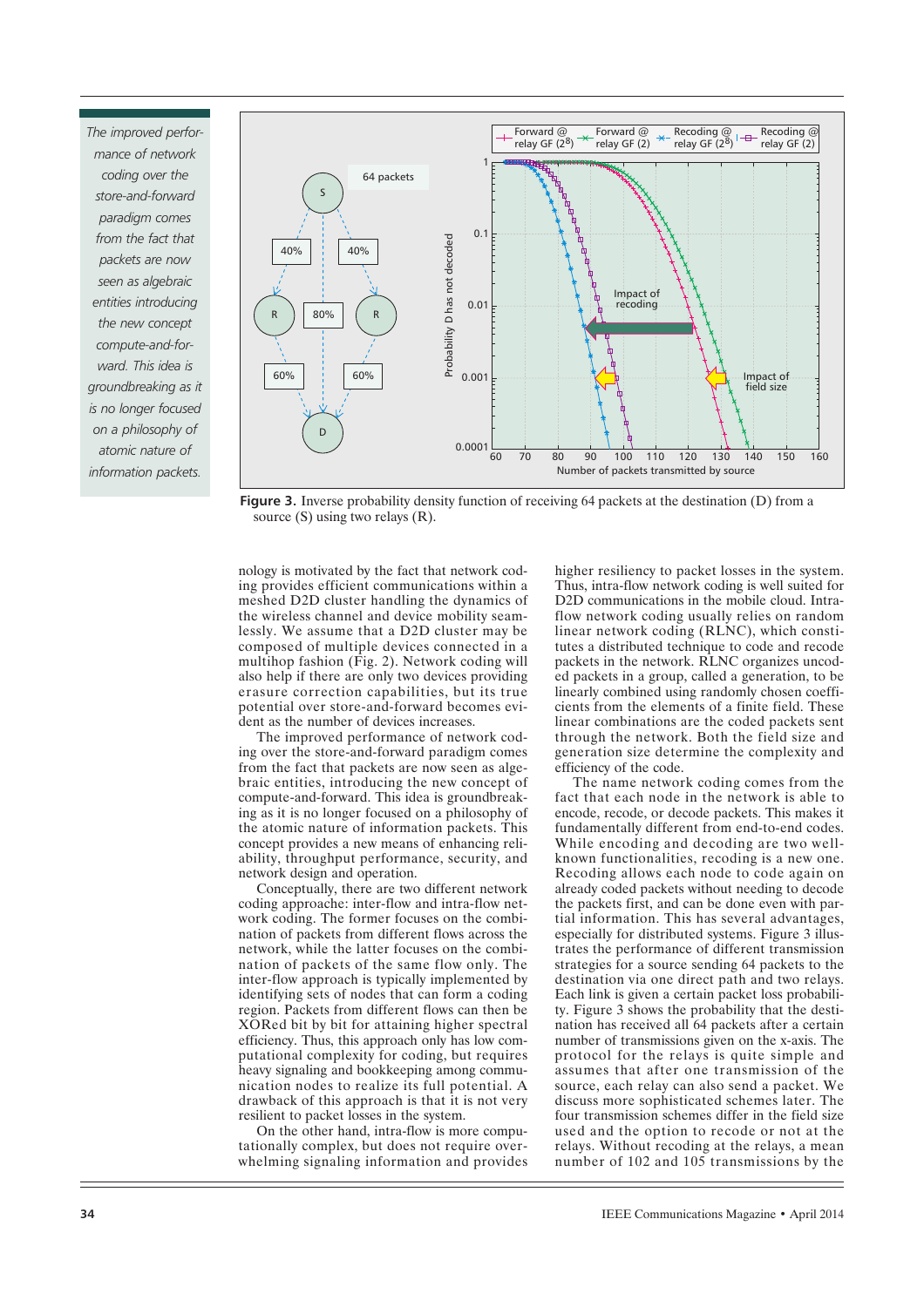*The improved performance of network coding over the store-and-forward paradigm comes from the fact that packets are now seen as algebraic entities introducing the new concept compute-and-forward. This idea is groundbreaking as it is no longer focused on a philosophy of atomic nature of information packets.*

**Figure 3.** Inverse probability density function of receiving 64 packets at the destination (D) from a source (S) using two relays (R).

nology is motivated by the fact that network coding provides efficient communications within a meshed D2D cluster handling the dynamics of the wireless channel and device mobility seamlessly. We assume that a D2D cluster may be composed of multiple devices connected in a multihop fashion (Fig. 2). Network coding will also help if there are only two devices providing erasure correction capabilities, but its true potential over store-and-forward becomes evident as the number of devices increases.

The improved performance of network coding over the store-and-forward paradigm comes from the fact that packets are now seen as algebraic entities, introducing the new concept of compute-and-forward. This idea is groundbreaking as it is no longer focused on a philosophy of the atomic nature of information packets. This concept provides a new means of enhancing reliability, throughput performance, security, and network design and operation.

Conceptually, there are two different network coding approache: inter-flow and intra-flow network coding. The former focuses on the combination of packets from different flows across the network, while the latter focuses on the combination of packets of the same flow only. The inter-flow approach is typically implemented by identifying sets of nodes that can form a coding region. Packets from different flows can then be XORed bit by bit for attaining higher spectral efficiency. Thus, this approach only has low computational complexity for coding, but requires heavy signaling and bookkeeping among communication nodes to realize its full potential. A drawback of this approach is that it is not very resilient to packet losses in the system.

On the other hand, intra-flow is more computationally complex, but does not require overwhelming signaling information and provides higher resiliency to packet losses in the system. Thus, intra-flow network coding is well suited for D2D communications in the mobile cloud. Intra-flow network coding usually relies on random linear network coding (RLNC), which constitutes a distributed technique to code and recode packets in the network. RLNC organizes uncoded packets in a group, called a generation, to be linearly combined using randomly chosen coefficients from the elements of a finite field. These linear combinations are the coded packets sent through the network. Both the field size and generation size determine the complexity and efficiency of the code.

The name network coding comes from the fact that each node in the network is able to encode, recode, or decode packets. This makes it fundamentally different from end-to-end codes. While encoding and decoding are two well-known functionalities, recoding is a new one. Recoding allows each node to code again on already coded packets without needing to decode the packets first, and can be done even with partial information. This has several advantages, especially for distributed systems. Figure 3 illustrates the performance of different transmission strategies for a source sending 64 packets to the destination via one direct path and two relays. Each link is given a certain packet loss probability. Figure 3 shows the probability that the destination has received all 64 packets after a certain number of transmissions given on the x-axis. The protocol for the relays is quite simple and assumes that after one transmission of the source, each relay can also send a packet. We discuss more sophisticated schemes later. The four transmission schemes differ in the field size used and the option to recode or not at the relays. Without recoding at the relays, a mean number of 102 and 105 transmissions by the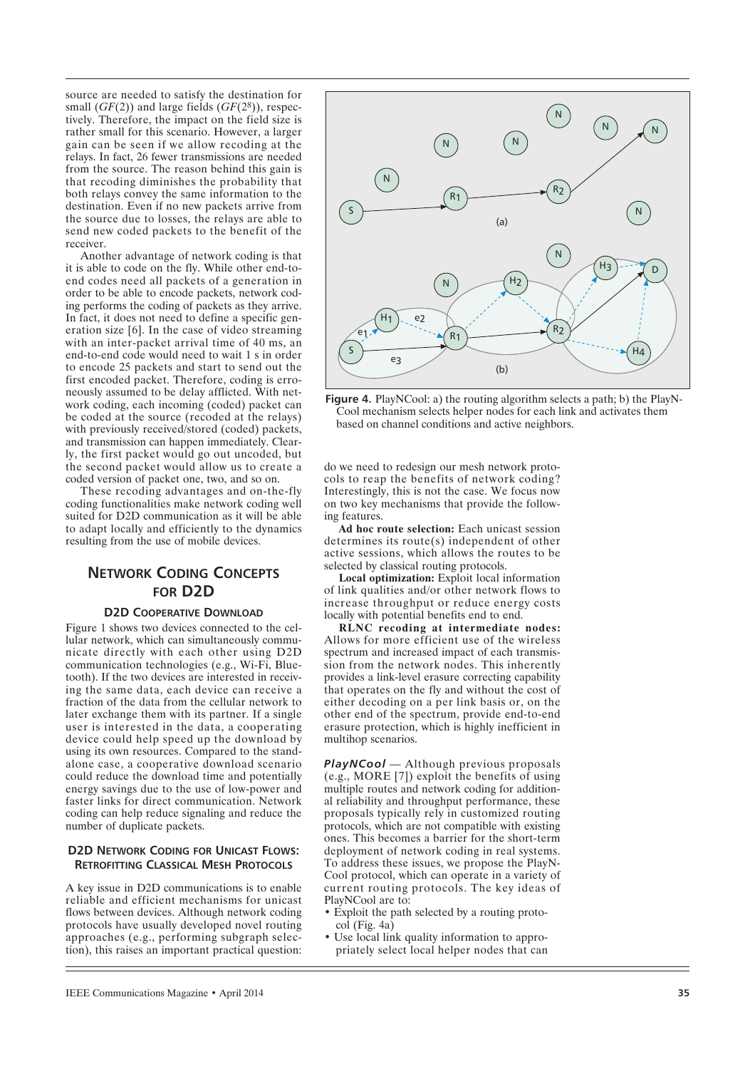source are needed to satisfy the destination for small ($GF(2)$) and large fields ($GF(2^8)$), respectively. Therefore, the impact on the field size is rather small for this scenario. However, a larger gain can be seen if we allow recoding at the relays. In fact, 26 fewer transmissions are needed from the source. The reason behind this gain is that recoding diminishes the probability that both relays convey the same information to the destination. Even if no new packets arrive from the source due to losses, the relays are able to send new coded packets to the benefit of the receiver.

Another advantage of network coding is that it is able to code on the fly. While other end-to-end codes need all packets of a generation in order to be able to encode packets, network coding performs the coding of packets as they arrive. In fact, it does not need to define a specific generation size [6]. In the case of video streaming with an inter-packet arrival time of 40 ms, an end-to-end code would need to wait 1 s in order to encode 25 packets and start to send out the first encoded packet. Therefore, coding is erroneously assumed to be delay afflicted. With network coding, each incoming (coded) packet can be coded at the source (recoded at the relays) with previously received/stored (coded) packets, and transmission can happen immediately. Clearly, the first packet would go out uncoded, but the second packet would allow us to create a coded version of packet one, two, and so on.

These recoding advantages and on-the-fly coding functionalities make network coding well suited for D2D communication as it will be able to adapt locally and efficiently to the dynamics resulting from the use of mobile devices.

## Network Coding Concepts for D2D

### D2D Cooperative Download

Figure 1 shows two devices connected to the cellular network, which can simultaneously communicate directly with each other using D2D communication technologies (e.g., Wi-Fi, Bluetooth). If the two devices are interested in receiving the same data, each device can receive a fraction of the data from the cellular network to later exchange them with its partner. If a single user is interested in the data, a cooperating device could help speed up the download by using its own resources. Compared to the standalone case, a cooperative download scenario could reduce the download time and potentially energy savings due to the use of low-power and faster links for direct communication. Network coding can help reduce signaling and reduce the number of duplicate packets.

### D2D Network Coding for Unicast Flows: Retrofitting Classical Mesh Protocols

A key issue in D2D communications is to enable reliable and efficient mechanisms for unicast flows between devices. Although network coding protocols have usually developed novel routing approaches (e.g., performing subgraph selection), this raises an important practical question: do we need to redesign our mesh network protocols to reap the benefits of network coding? Interestingly, this is not the case. We focus now on two key mechanisms that provide the following features.

**Ad hoc route selection:** Each unicast session determines its route(s) independent of other active sessions, which allows the routes to be selected by classical routing protocols.

**Local optimization:** Exploit local information of link qualities and/or other network flows to increase throughput or reduce energy costs locally with potential benefits end to end.

**RLNC recoding at intermediate nodes:** Allows for more efficient use of the wireless spectrum and increased impact of each transmission from the network nodes. This inherently provides a link-level erasure correcting capability that operates on the fly and without the cost of either decoding on a per link basis or, on the other end of the spectrum, provide end-to-end erasure protection, which is highly inefficient in multihop scenarios.

***PlayNCool*** — Although previous proposals (e.g., MORE [7]) exploit the benefits of using multiple routes and network coding for additional reliability and throughput performance, these proposals typically rely in customized routing protocols, which are not compatible with existing ones. This becomes a barrier for the short-term deployment of network coding in real systems. To address these issues, we propose the PlayNCool protocol, which can operate in a variety of current routing protocols. The key ideas of PlayNCool are to:

- Exploit the path selected by a routing protocol (Fig. 4a)
- Use local link quality information to appropriately select local helper nodes that can

N
N
N
N
N
N
N
S
R1
R2
(a)
N
N
H3
D
H2
H1
e2
e1
R1
R2
S
H4
e3
(b)

**Figure 4.** PlayNCool: a) the routing algorithm selects a path; b) the PlayNCool mechanism selects helper nodes for each link and activates them based on channel conditions and active neighbors.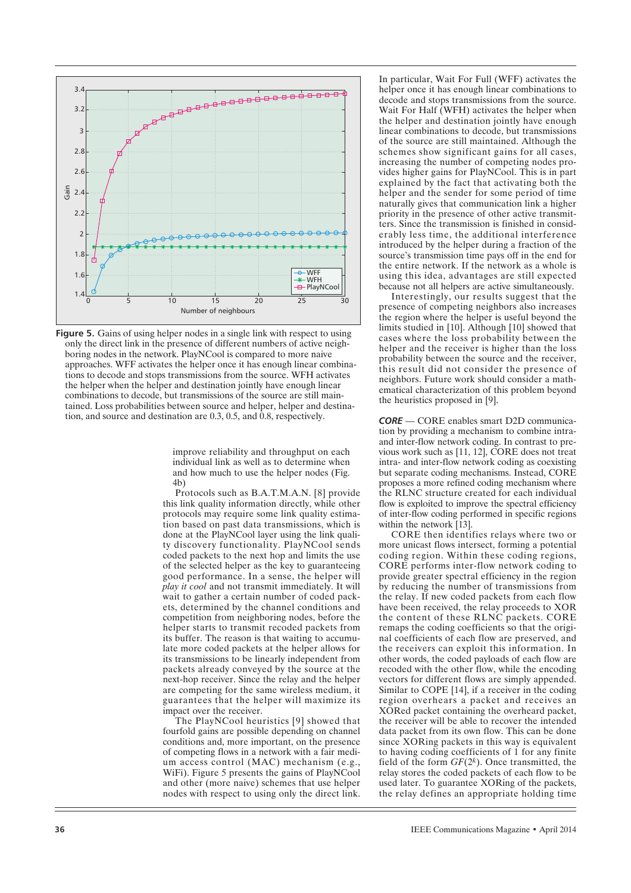3.4
3.2
3
2.8
2.6
2.4
2.2
2
1.8
1.6
1.4
Gain
0
5
10
15
20
25
30
Number of neighbours
WFF
WFH
PlayNCool

**Figure 5.** Gains of using helper nodes in a single link with respect to using only the direct link in the presence of different numbers of active neighboring nodes in the network. PlayNCool is compared to more naive approaches. WFF activates the helper once it has enough linear combinations to decode and stops transmissions from the source. WFH activates the helper when the helper and destination jointly have enough linear combinations to decode, but transmissions of the source are still maintained. Loss probabilities between source and helper, helper and destination, and source and destination are 0.3, 0.5, and 0.8, respectively.

improve reliability and throughput on each individual link as well as to determine when and how much to use the helper nodes (Fig. 4b)

Protocols such as B.A.T.M.A.N. [8] provide this link quality information directly, while other protocols may require some link quality estimation based on past data transmissions, which is done at the PlayNCool layer using the link quality discovery functionality. PlayNCool sends coded packets to the next hop and limits the use of the selected helper as the key to guaranteeing good performance. In a sense, the helper will *play it cool* and not transmit immediately. It will wait to gather a certain number of coded packets, determined by the channel conditions and competition from neighboring nodes, before the helper starts to transmit recoded packets from its buffer. The reason is that waiting to accumulate more coded packets at the helper allows for its transmissions to be linearly independent from packets already conveyed by the source at the next-hop receiver. Since the relay and the helper are competing for the same wireless medium, it guarantees that the helper will maximize its impact over the receiver.

The PlayNCool heuristics [9] showed that fourfold gains are possible depending on channel conditions and, more important, on the presence of competing flows in a network with a fair medium access control (MAC) mechanism (e.g., WiFi). Figure 5 presents the gains of PlayNCool and other (more naive) schemes that use helper nodes with respect to using only the direct link. In particular, Wait For Full (WFF) activates the helper once it has enough linear combinations to decode and stops transmissions from the source. Wait For Half (WFH) activates the helper when the helper and destination jointly have enough linear combinations to decode, but transmissions of the source are still maintained. Although the schemes show significant gains for all cases, increasing the number of competing nodes provides higher gains for PlayNCool. This is in part explained by the fact that activating both the helper and the sender for some period of time naturally gives that communication link a higher priority in the presence of other active transmitters. Since the transmission is finished in considerably less time, the additional interference introduced by the helper during a fraction of the source's transmission time pays off in the end for the entire network. If the network as a whole is using this idea, advantages are still expected because not all helpers are active simultaneously.

Interestingly, our results suggest that the presence of competing neighbors also increases the region where the helper is useful beyond the limits studied in [10]. Although [10] showed that cases where the loss probability between the helper and the receiver is higher than the loss probability between the source and the receiver, this result did not consider the presence of neighbors. Future work should consider a mathematical characterization of this problem beyond the heuristics proposed in [9].

***CORE*** — CORE enables smart D2D communication by providing a mechanism to combine intra- and inter-flow network coding. In contrast to previous work such as [11, 12], CORE does not treat intra- and inter-flow network coding as coexisting but separate coding mechanisms. Instead, CORE proposes a more refined coding mechanism where the RLNC structure created for each individual flow is exploited to improve the spectral efficiency of inter-flow coding performed in specific regions within the network [13].

CORE then identifies relays where two or more unicast flows intersect, forming a potential coding region. Within these coding regions, CORE performs inter-flow network coding to provide greater spectral efficiency in the region by reducing the number of transmissions from the relay. If new coded packets from each flow have been received, the relay proceeds to XOR the content of these RLNC packets. CORE remaps the coding coefficients so that the original coefficients of each flow are preserved, and the receivers can exploit this information. In other words, the coded payloads of each flow are recoded with the other flow, while the encoding vectors for different flows are simply appended. Similar to COPE [14], if a receiver in the coding region overhears a packet and receives an XORed packet containing the overheard packet, the receiver will be able to recover the intended data packet from its own flow. This can be done since XORing packets in this way is equivalent to having coding coefficients of 1 for any finite field of the form $GF(2^k)$. Once transmitted, the relay stores the coded packets of each flow to be used later. To guarantee XORing of the packets, the relay defines an appropriate holding time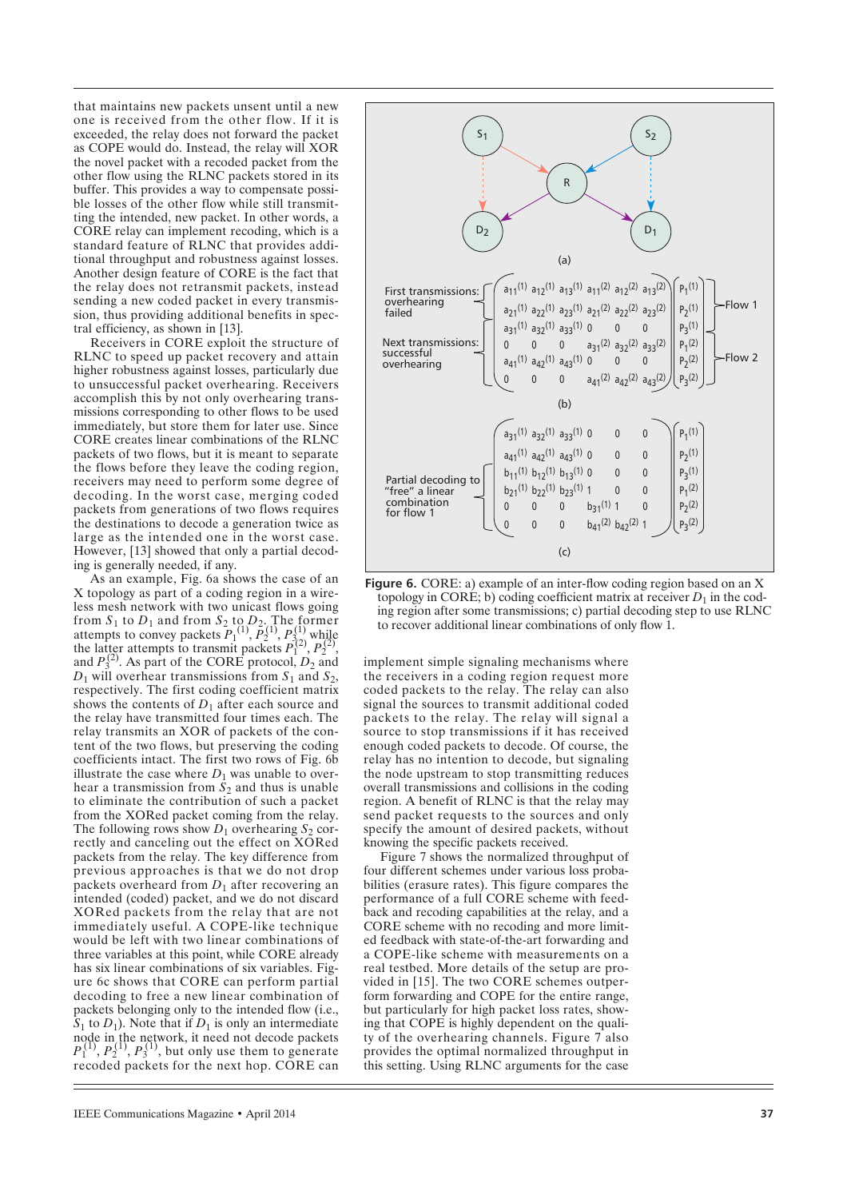that maintains new packets unsent until a new one is received from the other flow. If it is exceeded, the relay does not forward the packet as COPE would do. Instead, the relay will XOR the novel packet with a recoded packet from the other flow using the RLNC packets stored in its buffer. This provides a way to compensate possible losses of the other flow while still transmitting the intended, new packet. In other words, a CORE relay can implement recoding, which is a standard feature of RLNC that provides additional throughput and robustness against losses. Another design feature of CORE is the fact that the relay does not retransmit packets, instead sending a new coded packet in every transmission, thus providing additional benefits in spectral efficiency, as shown in [13].

Receivers in CORE exploit the structure of RLNC to speed up packet recovery and attain higher robustness against losses, particularly due to unsuccessful packet overhearing. Receivers accomplish this by not only overhearing transmissions corresponding to other flows to be used immediately, but store them for later use. Since CORE creates linear combinations of the RLNC packets of two flows, but it is meant to separate the flows before they leave the coding region, receivers may need to perform some degree of decoding. In the worst case, merging coded packets from generations of two flows requires the destinations to decode a generation twice as large as the intended one in the worst case. However, [13] showed that only a partial decoding is generally needed, if any.

As an example, Fig. 6a shows the case of an X topology as part of a coding region in a wireless mesh network with two unicast flows going from $S_1$ to $D_1$ and from $S_2$ to $D_2$. The former attempts to convey packets $P_1^{(1)}$, $P_2^{(1)}$, $P_3^{(1)}$ while the latter attempts to transmit packets $P_1^{(2)}$, $P_2^{(2)}$, and $P_3^{(2)}$. As part of the CORE protocol, $D_2$ and $D_1$ will overhear transmissions from $S_1$ and $S_2$, respectively. The first coding coefficient matrix shows the contents of $D_1$ after each source and the relay have transmitted four times each. The relay transmits an XOR of packets of the content of the two flows, but preserving the coding coefficients intact. The first two rows of Fig. 6b illustrate the case where $D_1$ was unable to overhear a transmission from $S_2$ and thus is unable to eliminate the contribution of such a packet from the XORed packet coming from the relay. The following rows show $D_1$ overhearing $S_2$ correctly and canceling out the effect on XORed packets from the relay. The key difference from previous approaches is that we do not drop packets overheard from $D_1$ after recovering an intended (coded) packet, and we do not discard XORed packets from the relay that are not immediately useful. A COPE-like technique would be left with two linear combinations of three variables at this point, while CORE already has six linear combinations of six variables. Figure 6c shows that CORE can perform partial decoding to free a new linear combination of packets belonging only to the intended flow (i.e., $S_1$ to $D_1$). Note that if $D_1$ is only an intermediate node in the network, it need not decode packets $P_1^{(1)}$, $P_2^{(1)}$, $P_3^{(1)}$, but only use them to generate recoded packets for the next hop. CORE can

(a) [X topology: $S_1$, $S_2$, R, $D_2$, $D_1$]

(b)

First transmissions: overhearing failed; Next transmissions: successful overhearing

$$
\begin{pmatrix}
a_{11}^{(1)} & a_{12}^{(1)} & a_{13}^{(1)} & a_{11}^{(2)} & a_{12}^{(2)} & a_{13}^{(2)} \\
a_{21}^{(1)} & a_{22}^{(1)} & a_{23}^{(1)} & a_{21}^{(2)} & a_{22}^{(2)} & a_{23}^{(2)} \\
a_{31}^{(1)} & a_{32}^{(1)} & a_{33}^{(1)} & 0 & 0 & 0 \\
0 & 0 & 0 & a_{31}^{(2)} & a_{32}^{(2)} & a_{33}^{(2)} \\
a_{41}^{(1)} & a_{42}^{(1)} & a_{43}^{(1)} & 0 & 0 & 0 \\
0 & 0 & 0 & a_{41}^{(2)} & a_{42}^{(2)} & a_{43}^{(2)}
\end{pmatrix}
\begin{pmatrix}
P_1^{(1)} \\ P_2^{(1)} \\ P_3^{(1)} \\ P_1^{(2)} \\ P_2^{(2)} \\ P_3^{(2)}
\end{pmatrix}
\begin{matrix} \text{Flow 1} \\ \\ \\ \text{Flow 2} \\ \\ \\ \end{matrix}
$$

(c)

Partial decoding to "free" a linear combination for flow 1

$$
\begin{pmatrix}
a_{31}^{(1)} & a_{32}^{(1)} & a_{33}^{(1)} & 0 & 0 & 0 \\
a_{41}^{(1)} & a_{42}^{(1)} & a_{43}^{(1)} & 0 & 0 & 0 \\
b_{11}^{(1)} & b_{12}^{(1)} & b_{13}^{(1)} & 0 & 0 & 0 \\
b_{21}^{(1)} & b_{22}^{(1)} & b_{23}^{(1)} & 1 & 0 & 0 \\
0 & 0 & 0 & b_{31}^{(1)} & 1 & 0 \\
0 & 0 & 0 & b_{41}^{(2)} & b_{42}^{(2)} & 1
\end{pmatrix}
\begin{pmatrix}
P_1^{(1)} \\ P_2^{(1)} \\ P_3^{(1)} \\ P_1^{(2)} \\ P_2^{(2)} \\ P_3^{(2)}
\end{pmatrix}
$$

**Figure 6.** CORE: a) example of an inter-flow coding region based on an X topology in CORE; b) coding coefficient matrix at receiver $D_1$ in the coding region after some transmissions; c) partial decoding step to use RLNC to recover additional linear combinations of only flow 1.

implement simple signaling mechanisms where the receivers in a coding region request more coded packets to the relay. The relay can also signal the sources to transmit additional coded packets to the relay. The relay will signal a source to stop transmissions if it has received enough coded packets to decode. Of course, the relay has no intention to decode, but signaling the node upstream to stop transmitting reduces overall transmissions and collisions in the coding region. A benefit of RLNC is that the relay may send packet requests to the sources and only specify the amount of desired packets, without knowing the specific packets received.

Figure 7 shows the normalized throughput of four different schemes under various loss probabilities (erasure rates). This figure compares the performance of a full CORE scheme with feedback and recoding capabilities at the relay, and a CORE scheme with no recoding and more limited feedback with state-of-the-art forwarding and a COPE-like scheme with measurements on a real testbed. More details of the setup are provided in [15]. The two CORE schemes outperform forwarding and COPE for the entire range, but particularly for high packet loss rates, showing that COPE is highly dependent on the quality of the overhearing channels. Figure 7 also provides the optimal normalized throughput in this setting. Using RLNC arguments for the case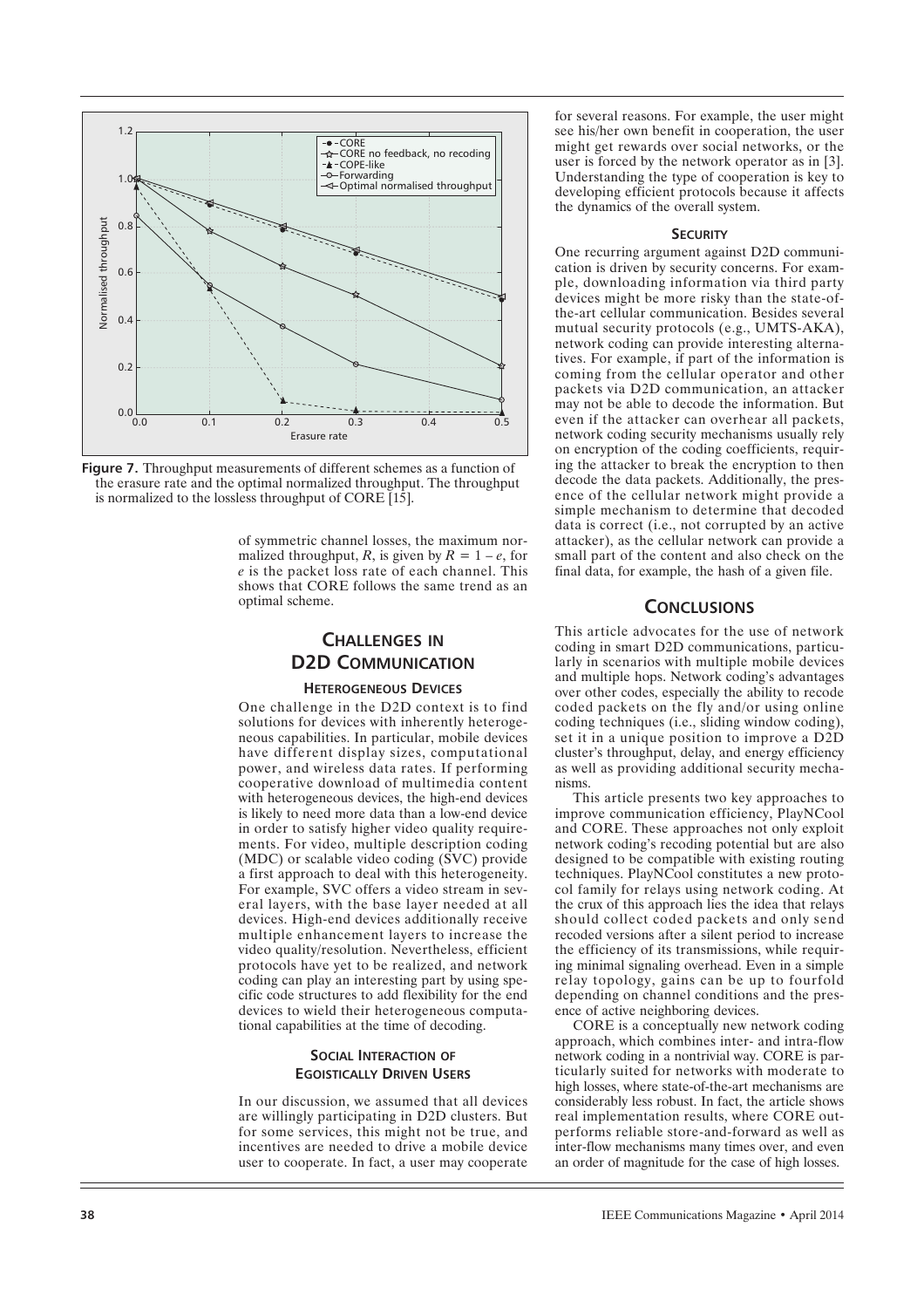1.2

1.0

0.8

0.6

0.4

0.2

0.0

0.0 0.1 0.2 0.3 0.4 0.5

Erasure rate

Normalised throughput

CORE
CORE no feedback, no recoding
COPE-like
Forwarding
Optimal normalised throughput

**Figure 7.** Throughput measurements of different schemes as a function of the erasure rate and the optimal normalized throughput. The throughput is normalized to the lossless throughput of CORE [15].

of symmetric channel losses, the maximum normalized throughput, $R$, is given by $R = 1 - e$, for $e$ is the packet loss rate of each channel. This shows that CORE follows the same trend as an optimal scheme.

## Challenges in D2D Communication

### Heterogeneous Devices

One challenge in the D2D context is to find solutions for devices with inherently heterogeneous capabilities. In particular, mobile devices have different display sizes, computational power, and wireless data rates. If performing cooperative download of multimedia content with heterogeneous devices, the high-end devices is likely to need more data than a low-end device in order to satisfy higher video quality requirements. For video, multiple description coding (MDC) or scalable video coding (SVC) provide a first approach to deal with this heterogeneity. For example, SVC offers a video stream in several layers, with the base layer needed at all devices. High-end devices additionally receive multiple enhancement layers to increase the video quality/resolution. Nevertheless, efficient protocols have yet to be realized, and network coding can play an interesting part by using specific code structures to add flexibility for the end devices to wield their heterogeneous computational capabilities at the time of decoding.

### Social Interaction of Egoistically Driven Users

In our discussion, we assumed that all devices are willingly participating in D2D clusters. But for some services, this might not be true, and incentives are needed to drive a mobile device user to cooperate. In fact, a user may cooperate for several reasons. For example, the user might see his/her own benefit in cooperation, the user might get rewards over social networks, or the user is forced by the network operator as in [3]. Understanding the type of cooperation is key to developing efficient protocols because it affects the dynamics of the overall system.

### Security

One recurring argument against D2D communication is driven by security concerns. For example, downloading information via third party devices might be more risky than the state-of-the-art cellular communication. Besides several mutual security protocols (e.g., UMTS-AKA), network coding can provide interesting alternatives. For example, if part of the information is coming from the cellular operator and other packets via D2D communication, an attacker may not be able to decode the information. But even if the attacker can overhear all packets, network coding security mechanisms usually rely on encryption of the coding coefficients, requiring the attacker to break the encryption to then decode the data packets. Additionally, the presence of the cellular network might provide a simple mechanism to determine that decoded data is correct (i.e., not corrupted by an active attacker), as the cellular network can provide a small part of the content and also check on the final data, for example, the hash of a given file.

## Conclusions

This article advocates for the use of network coding in smart D2D communications, particularly in scenarios with multiple mobile devices and multiple hops. Network coding's advantages over other codes, especially the ability to recode coded packets on the fly and/or using online coding techniques (i.e., sliding window coding), set it in a unique position to improve a D2D cluster's throughput, delay, and energy efficiency as well as providing additional security mechanisms.

This article presents two key approaches to improve communication efficiency, PlayNCool and CORE. These approaches not only exploit network coding's recoding potential but are also designed to be compatible with existing routing techniques. PlayNCool constitutes a new protocol family for relays using network coding. At the crux of this approach lies the idea that relays should collect coded packets and only send recoded versions after a silent period to increase the efficiency of its transmissions, while requiring minimal signaling overhead. Even in a simple relay topology, gains can be up to fourfold depending on channel conditions and the presence of active neighboring devices.

CORE is a conceptually new network coding approach, which combines inter- and intra-flow network coding in a nontrivial way. CORE is particularly suited for networks with moderate to high losses, where state-of-the-art mechanisms are considerably less robust. In fact, the article shows real implementation results, where CORE outperforms reliable store-and-forward as well as inter-flow mechanisms many times over, and even an order of magnitude for the case of high losses.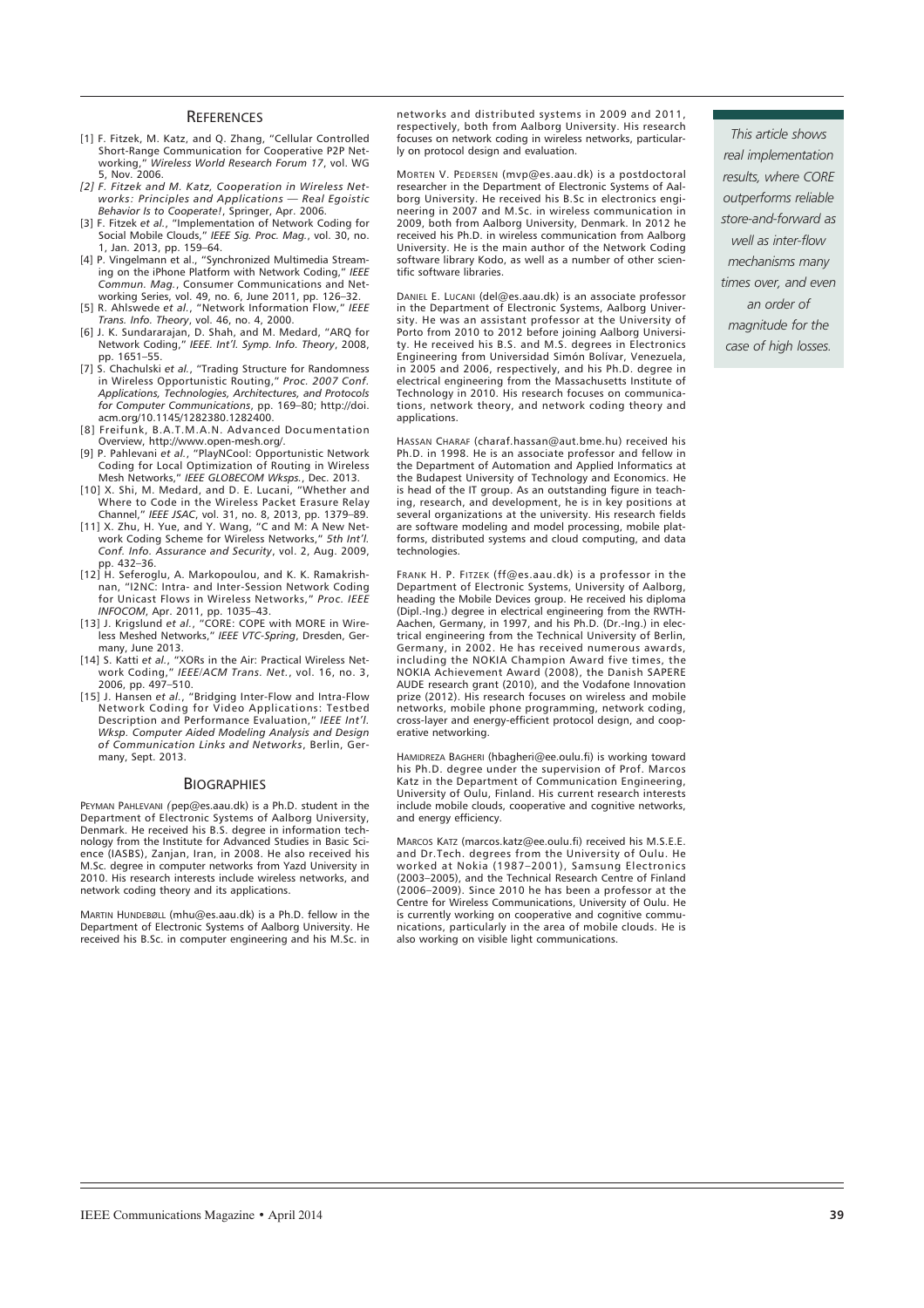## References

[1] F. Fitzek, M. Katz, and Q. Zhang, "Cellular Controlled Short-Range Communication for Cooperative P2P Networking," *Wireless World Research Forum 17*, vol. WG 5, Nov. 2006.

*[2] F. Fitzek and M. Katz, Cooperation in Wireless Networks: Principles and Applications — Real Egoistic Behavior Is to Cooperate!*, Springer, Apr. 2006.

[3] F. Fitzek *et al.*, "Implementation of Network Coding for Social Mobile Clouds," *IEEE Sig. Proc. Mag.*, vol. 30, no. 1, Jan. 2013, pp. 159–64.

[4] P. Vingelmann et al., "Synchronized Multimedia Streaming on the iPhone Platform with Network Coding," *IEEE Commun. Mag.*, Consumer Communications and Networking Series, vol. 49, no. 6, June 2011, pp. 126–32.

[5] R. Ahlswede *et al.*, "Network Information Flow," *IEEE Trans. Info. Theory*, vol. 46, no. 4, 2000.

[6] J. K. Sundararajan, D. Shah, and M. Medard, "ARQ for Network Coding," *IEEE. Int'l. Symp. Info. Theory*, 2008, pp. 1651–55.

[7] S. Chachulski *et al.*, "Trading Structure for Randomness in Wireless Opportunistic Routing," *Proc. 2007 Conf. Applications, Technologies, Architectures, and Protocols for Computer Communications*, pp. 169–80; http://doi.acm.org/10.1145/1282380.1282400.

[8] Freifunk, B.A.T.M.A.N. Advanced Documentation Overview, http://www.open-mesh.org/.

[9] P. Pahlevani *et al.*, "PlayNCool: Opportunistic Network Coding for Local Optimization of Routing in Wireless Mesh Networks," *IEEE GLOBECOM Wksps.*, Dec. 2013.

[10] X. Shi, M. Medard, and D. E. Lucani, "Whether and Where to Code in the Wireless Packet Erasure Relay Channel," *IEEE JSAC*, vol. 31, no. 8, 2013, pp. 1379–89.

[11] X. Zhu, H. Yue, and Y. Wang, "C and M: A New Network Coding Scheme for Wireless Networks," *5th Int'l. Conf. Info. Assurance and Security*, vol. 2, Aug. 2009, pp. 432–36.

[12] H. Seferoglu, A. Markopoulou, and K. K. Ramakrishnan, "I2NC: Intra- and Inter-Session Network Coding for Unicast Flows in Wireless Networks," *Proc. IEEE INFOCOM*, Apr. 2011, pp. 1035–43.

[13] J. Krigslund *et al.*, "CORE: COPE with MORE in Wireless Meshed Networks," *IEEE VTC-Spring*, Dresden, Germany, June 2013.

[14] S. Katti *et al.*, "XORs in the Air: Practical Wireless Network Coding," *IEEE/ACM Trans. Net.*, vol. 16, no. 3, 2006, pp. 497–510.

[15] J. Hansen *et al.*, "Bridging Inter-Flow and Intra-Flow Network Coding for Video Applications: Testbed Description and Performance Evaluation," *IEEE Int'l. Wksp. Computer Aided Modeling Analysis and Design of Communication Links and Networks*, Berlin, Germany, Sept. 2013.

## Biographies

Peyman Pahlevani (pep@es.aau.dk) is a Ph.D. student in the Department of Electronic Systems of Aalborg University, Denmark. He received his B.S. degree in information technology from the Institute for Advanced Studies in Basic Science (IASBS), Zanjan, Iran, in 2008. He also received his M.Sc. degree in computer networks from Yazd University in 2010. His research interests include wireless networks, and network coding theory and its applications.

Martin Hundebøll (mhu@es.aau.dk) is a Ph.D. fellow in the Department of Electronic Systems of Aalborg University. He received his B.Sc. in computer engineering and his M.Sc. in networks and distributed systems in 2009 and 2011, respectively, both from Aalborg University. His research focuses on network coding in wireless networks, particularly on protocol design and evaluation.

Morten V. Pedersen (mvp@es.aau.dk) is a postdoctoral researcher in the Department of Electronic Systems of Aalborg University. He received his B.Sc in electronics engineering in 2007 and M.Sc. in wireless communication in 2009, both from Aalborg University, Denmark. In 2012 he received his Ph.D. in wireless communication from Aalborg University. He is the main author of the Network Coding software library Kodo, as well as a number of other scientific software libraries.

Daniel E. Lucani (del@es.aau.dk) is an associate professor in the Department of Electronic Systems, Aalborg University. He was an assistant professor at the University of Porto from 2010 to 2012 before joining Aalborg University. He received his B.S. and M.S. degrees in Electronics Engineering from Universidad Simón Bolívar, Venezuela, in 2005 and 2006, respectively, and his Ph.D. degree in electrical engineering from the Massachusetts Institute of Technology in 2010. His research focuses on communications, network theory, and network coding theory and applications.

Hassan Charaf (charaf.hassan@aut.bme.hu) received his Ph.D. in 1998. He is an associate professor and fellow in the Department of Automation and Applied Informatics at the Budapest University of Technology and Economics. He is head of the IT group. As an outstanding figure in teaching, research, and development, he is in key positions at several organizations at the university. His research fields are software modeling and model processing, mobile platforms, distributed systems and cloud computing, and data technologies.

Frank H. P. Fitzek (ff@es.aau.dk) is a professor in the Department of Electronic Systems, University of Aalborg, heading the Mobile Devices group. He received his diploma (Dipl.-Ing.) degree in electrical engineering from the RWTH-Aachen, Germany, in 1997, and his Ph.D. (Dr.-Ing.) in electrical engineering from the Technical University of Berlin, Germany, in 2002. He has received numerous awards, including the NOKIA Champion Award five times, the NOKIA Achievement Award (2008), the Danish SAPERE AUDE research grant (2010), and the Vodafone Innovation prize (2012). His research focuses on wireless and mobile networks, mobile phone programming, network coding, cross-layer and energy-efficient protocol design, and cooperative networking.

Hamidreza Bagheri (hbagheri@ee.oulu.fi) is working toward his Ph.D. degree under the supervision of Prof. Marcos Katz in the Department of Communication Engineering, University of Oulu, Finland. His current research interests include mobile clouds, cooperative and cognitive networks, and energy efficiency.

Marcos Katz (marcos.katz@ee.oulu.fi) received his M.S.E.E. and Dr.Tech. degrees from the University of Oulu. He worked at Nokia (1987–2001), Samsung Electronics (2003–2005), and the Technical Research Centre of Finland (2006–2009). Since 2010 he has been a professor at the Centre for Wireless Communications, University of Oulu. He is currently working on cooperative and cognitive communications, particularly in the area of mobile clouds. He is also working on visible light communications.

*This article shows real implementation results, where CORE outperforms reliable store-and-forward as well as inter-flow mechanisms many times over, and even an order of magnitude for the case of high losses.*